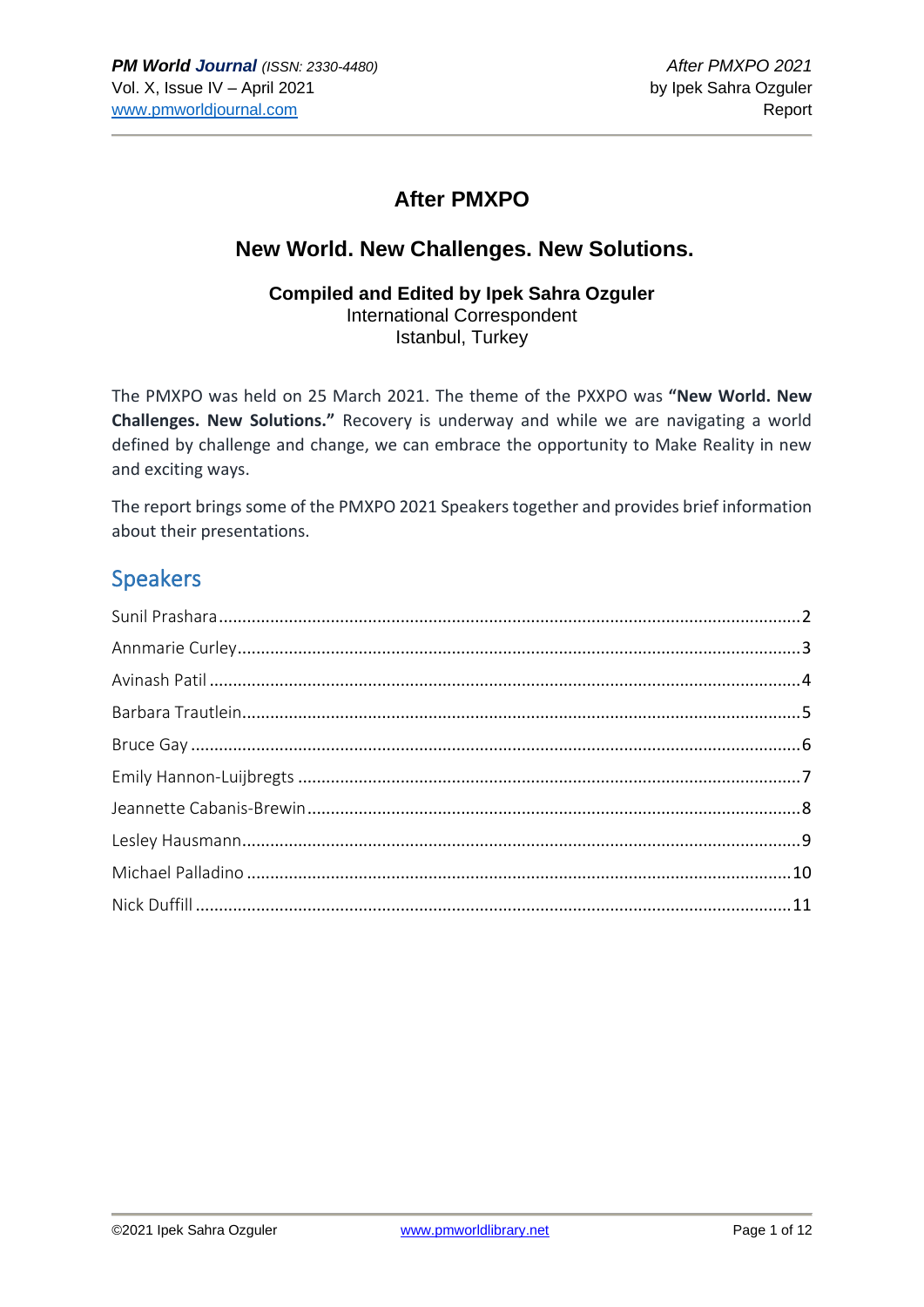# After PMXPO

## New World. New Challenges. New Solutions.

**Compiled and Edited by Ipek Sahra Ozguler**
International Correspondent
Istanbul, Turkey

The PMXPO was held on 25 March 2021. The theme of the PXXPO was **"New World. New Challenges. New Solutions."** Recovery is underway and while we are navigating a world defined by challenge and change, we can embrace the opportunity to Make Reality in new and exciting ways.

The report brings some of the PMXPO 2021 Speakers together and provides brief information about their presentations.

## Speakers

Sunil Prashara....................2
Annmarie Curley....................3
Avinash Patil....................4
Barbara Trautlein....................5
Bruce Gay....................6
Emily Hannon-Luijbregts....................7
Jeannette Cabanis-Brewin....................8
Lesley Hausmann....................9
Michael Palladino....................10
Nick Duffill....................11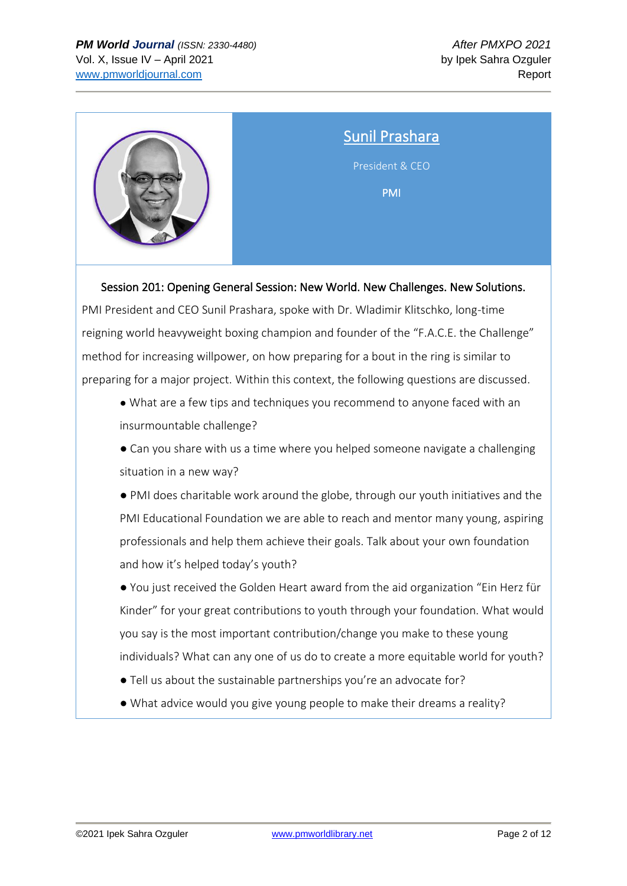## Sunil Prashara

President & CEO

PMI

**Session 201: Opening General Session: New World. New Challenges. New Solutions.**

PMI President and CEO Sunil Prashara, spoke with Dr. Wladimir Klitschko, long-time reigning world heavyweight boxing champion and founder of the "F.A.C.E. the Challenge" method for increasing willpower, on how preparing for a bout in the ring is similar to preparing for a major project. Within this context, the following questions are discussed.

- What are a few tips and techniques you recommend to anyone faced with an insurmountable challenge?
- Can you share with us a time where you helped someone navigate a challenging situation in a new way?
- PMI does charitable work around the globe, through our youth initiatives and the PMI Educational Foundation we are able to reach and mentor many young, aspiring professionals and help them achieve their goals. Talk about your own foundation and how it's helped today's youth?
- You just received the Golden Heart award from the aid organization "Ein Herz für Kinder" for your great contributions to youth through your foundation. What would you say is the most important contribution/change you make to these young individuals? What can any one of us do to create a more equitable world for youth?
- Tell us about the sustainable partnerships you're an advocate for?
- What advice would you give young people to make their dreams a reality?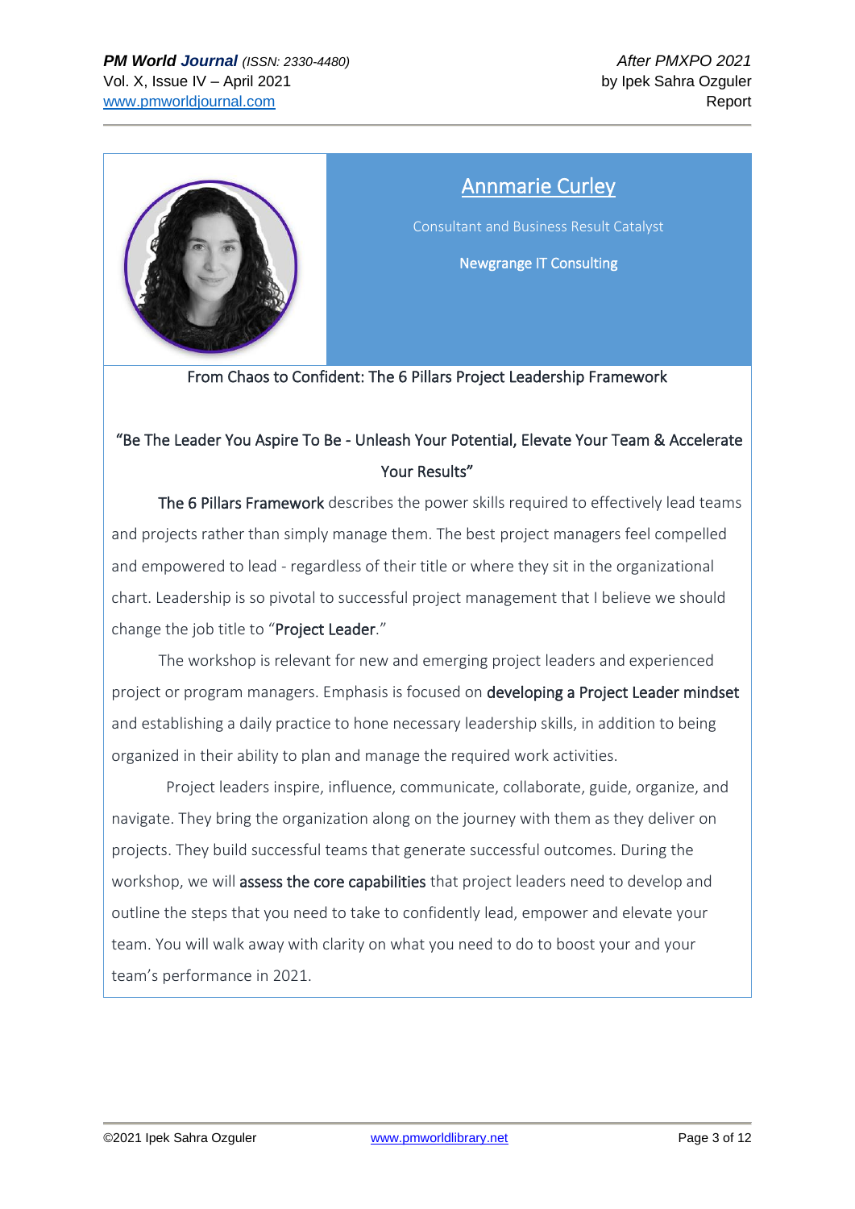## Annmarie Curley

Consultant and Business Result Catalyst

Newgrange IT Consulting

From Chaos to Confident: The 6 Pillars Project Leadership Framework

"Be The Leader You Aspire To Be - Unleash Your Potential, Elevate Your Team & Accelerate Your Results"

**The 6 Pillars Framework** describes the power skills required to effectively lead teams and projects rather than simply manage them. The best project managers feel compelled and empowered to lead - regardless of their title or where they sit in the organizational chart. Leadership is so pivotal to successful project management that I believe we should change the job title to "**Project Leader**."

The workshop is relevant for new and emerging project leaders and experienced project or program managers. Emphasis is focused on **developing a Project Leader mindset** and establishing a daily practice to hone necessary leadership skills, in addition to being organized in their ability to plan and manage the required work activities.

Project leaders inspire, influence, communicate, collaborate, guide, organize, and navigate. They bring the organization along on the journey with them as they deliver on projects. They build successful teams that generate successful outcomes. During the workshop, we will **assess the core capabilities** that project leaders need to develop and outline the steps that you need to take to confidently lead, empower and elevate your team. You will walk away with clarity on what you need to do to boost your and your team's performance in 2021.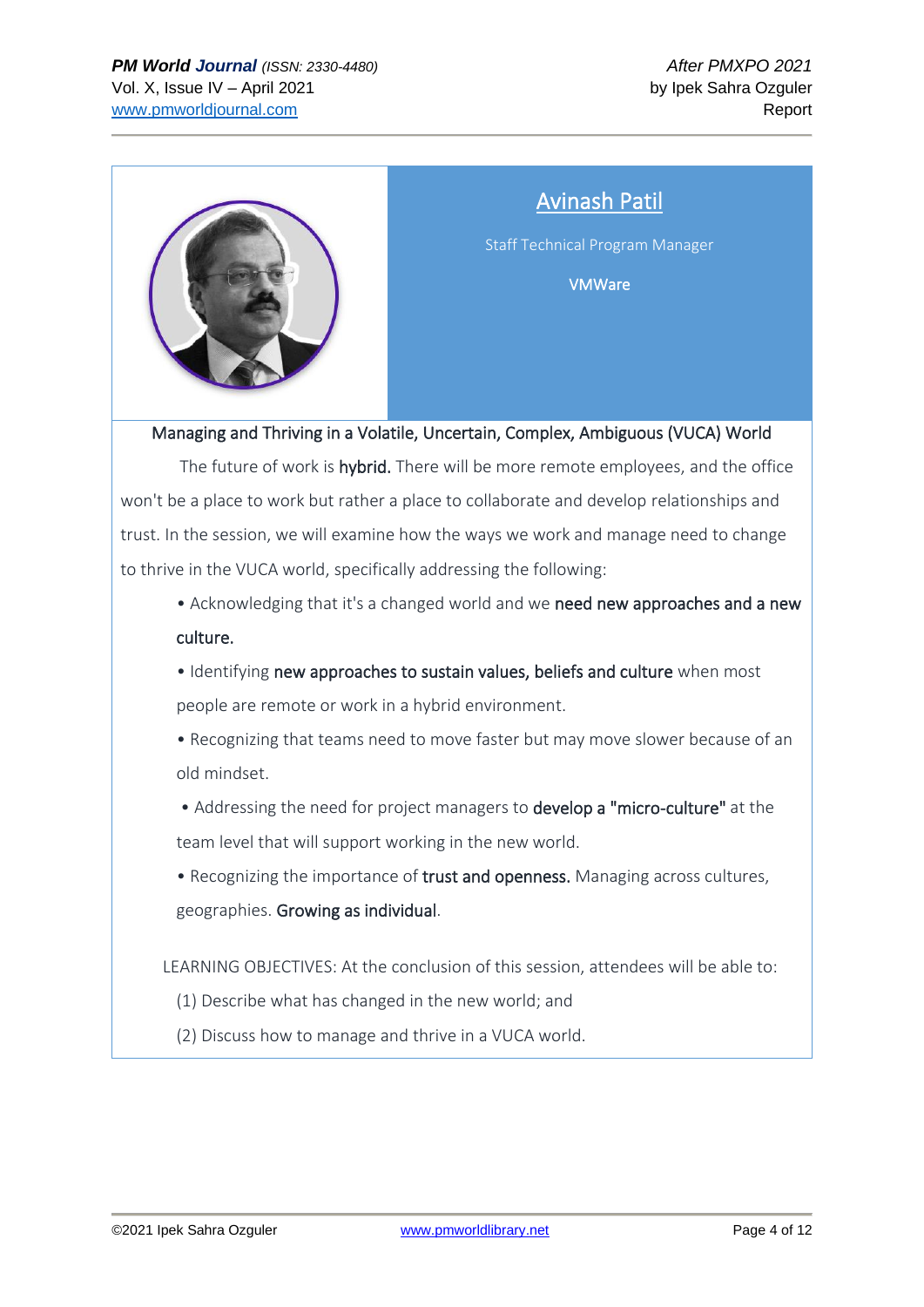## Avinash Patil

Staff Technical Program Manager

VMWare

**Managing and Thriving in a Volatile, Uncertain, Complex, Ambiguous (VUCA) World**

The future of work is **hybrid.** There will be more remote employees, and the office won't be a place to work but rather a place to collaborate and develop relationships and trust. In the session, we will examine how the ways we work and manage need to change to thrive in the VUCA world, specifically addressing the following:

- Acknowledging that it's a changed world and we **need new approaches and a new culture.**
- Identifying **new approaches to sustain values, beliefs and culture** when most people are remote or work in a hybrid environment.
- Recognizing that teams need to move faster but may move slower because of an old mindset.
- Addressing the need for project managers to **develop a "micro-culture"** at the team level that will support working in the new world.
- Recognizing the importance of **trust and openness.** Managing across cultures, geographies. **Growing as individual**.

LEARNING OBJECTIVES: At the conclusion of this session, attendees will be able to:

(1) Describe what has changed in the new world; and

(2) Discuss how to manage and thrive in a VUCA world.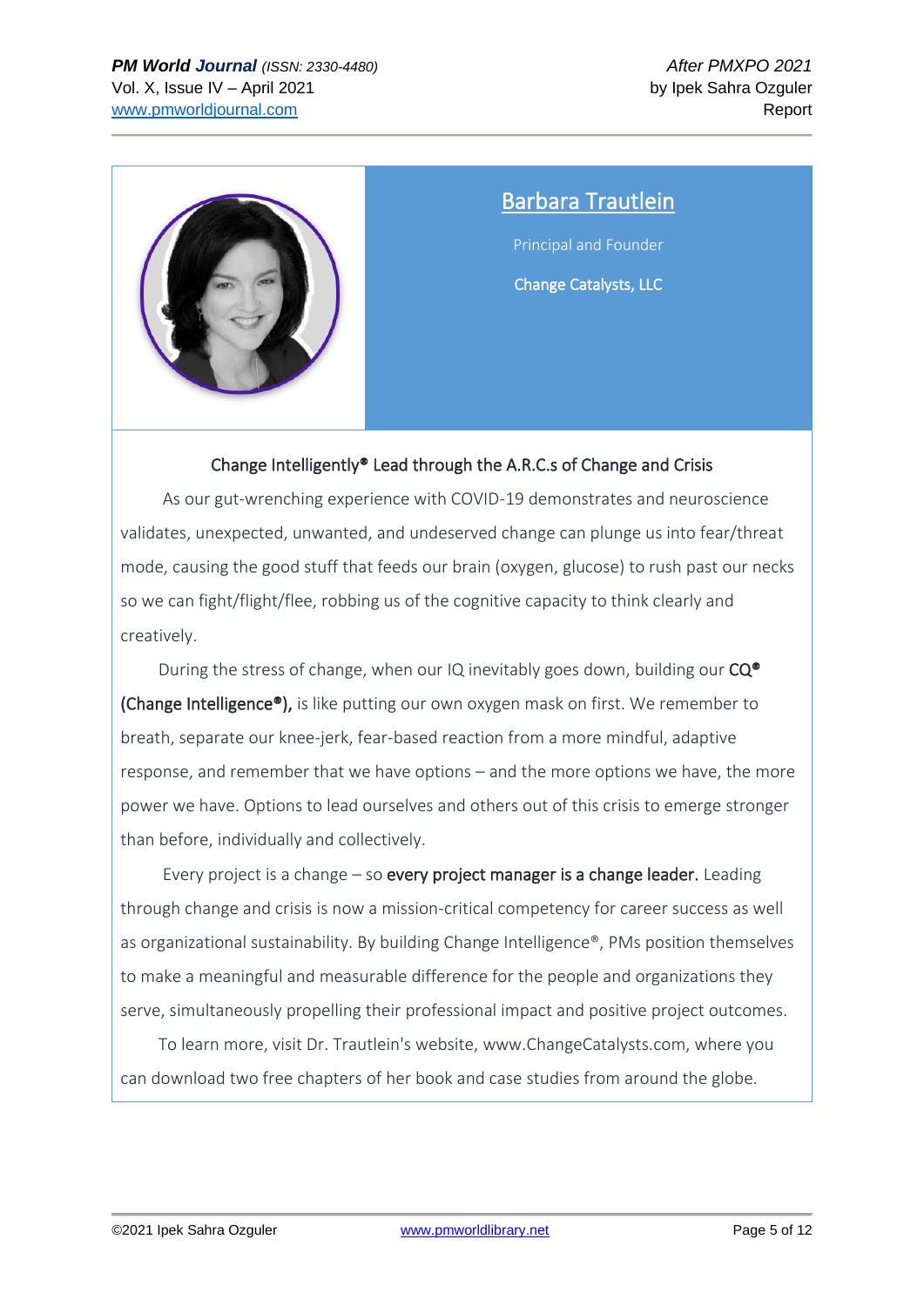## Barbara Trautlein

Principal and Founder

Change Catalysts, LLC

### Change Intelligently® Lead through the A.R.C.s of Change and Crisis

As our gut-wrenching experience with COVID-19 demonstrates and neuroscience validates, unexpected, unwanted, and undeserved change can plunge us into fear/threat mode, causing the good stuff that feeds our brain (oxygen, glucose) to rush past our necks so we can fight/flight/flee, robbing us of the cognitive capacity to think clearly and creatively.

During the stress of change, when our IQ inevitably goes down, building our **CQ® (Change Intelligence®),** is like putting our own oxygen mask on first. We remember to breath, separate our knee-jerk, fear-based reaction from a more mindful, adaptive response, and remember that we have options – and the more options we have, the more power we have. Options to lead ourselves and others out of this crisis to emerge stronger than before, individually and collectively.

Every project is a change – so **every project manager is a change leader.** Leading through change and crisis is now a mission-critical competency for career success as well as organizational sustainability. By building Change Intelligence®, PMs position themselves to make a meaningful and measurable difference for the people and organizations they serve, simultaneously propelling their professional impact and positive project outcomes.

To learn more, visit Dr. Trautlein's website, www.ChangeCatalysts.com, where you can download two free chapters of her book and case studies from around the globe.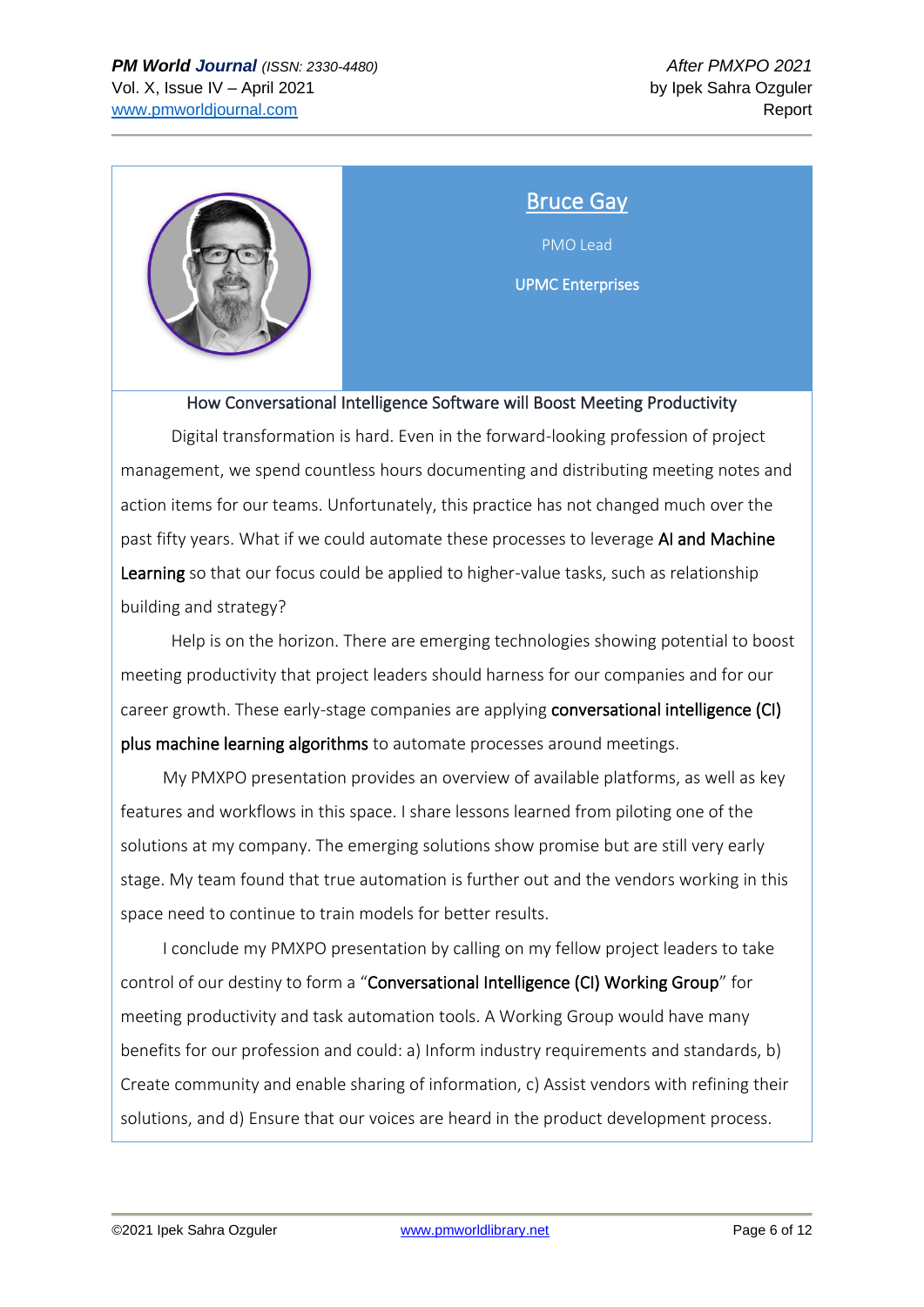## [Bruce Gay]

PMO Lead

UPMC Enterprises

### How Conversational Intelligence Software will Boost Meeting Productivity

Digital transformation is hard. Even in the forward-looking profession of project management, we spend countless hours documenting and distributing meeting notes and action items for our teams. Unfortunately, this practice has not changed much over the past fifty years. What if we could automate these processes to leverage **AI and Machine Learning** so that our focus could be applied to higher-value tasks, such as relationship building and strategy?

Help is on the horizon. There are emerging technologies showing potential to boost meeting productivity that project leaders should harness for our companies and for our career growth. These early-stage companies are applying **conversational intelligence (CI) plus machine learning algorithms** to automate processes around meetings.

My PMXPO presentation provides an overview of available platforms, as well as key features and workflows in this space. I share lessons learned from piloting one of the solutions at my company. The emerging solutions show promise but are still very early stage. My team found that true automation is further out and the vendors working in this space need to continue to train models for better results.

I conclude my PMXPO presentation by calling on my fellow project leaders to take control of our destiny to form a "**Conversational Intelligence (CI) Working Group**" for meeting productivity and task automation tools. A Working Group would have many benefits for our profession and could: a) Inform industry requirements and standards, b) Create community and enable sharing of information, c) Assist vendors with refining their solutions, and d) Ensure that our voices are heard in the product development process.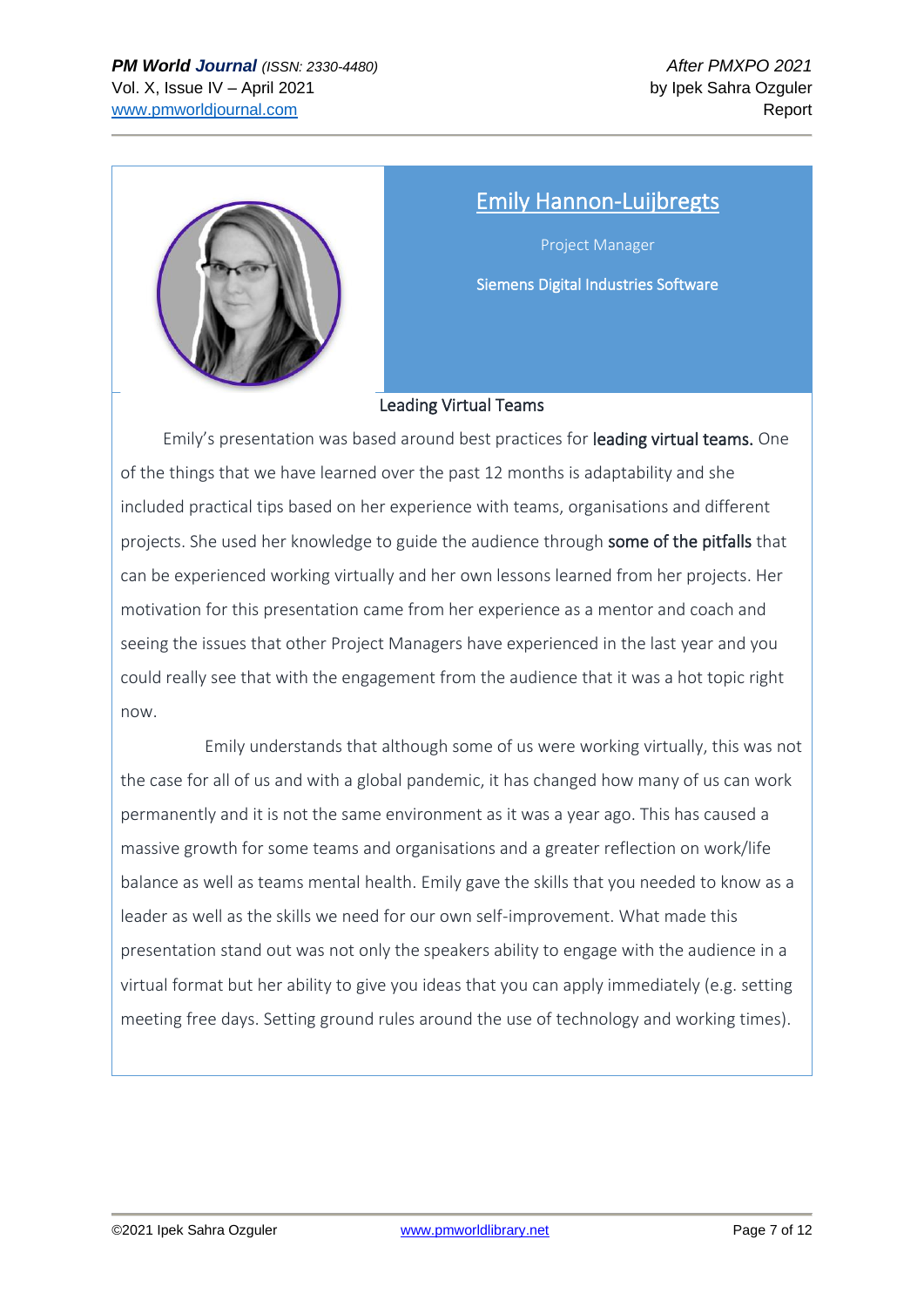## Emily Hannon-Luijbregts

Project Manager

Siemens Digital Industries Software

### Leading Virtual Teams

Emily's presentation was based around best practices for **leading virtual teams.** One of the things that we have learned over the past 12 months is adaptability and she included practical tips based on her experience with teams, organisations and different projects. She used her knowledge to guide the audience through **some of the pitfalls** that can be experienced working virtually and her own lessons learned from her projects. Her motivation for this presentation came from her experience as a mentor and coach and seeing the issues that other Project Managers have experienced in the last year and you could really see that with the engagement from the audience that it was a hot topic right now.

Emily understands that although some of us were working virtually, this was not the case for all of us and with a global pandemic, it has changed how many of us can work permanently and it is not the same environment as it was a year ago. This has caused a massive growth for some teams and organisations and a greater reflection on work/life balance as well as teams mental health. Emily gave the skills that you needed to know as a leader as well as the skills we need for our own self-improvement. What made this presentation stand out was not only the speakers ability to engage with the audience in a virtual format but her ability to give you ideas that you can apply immediately (e.g. setting meeting free days. Setting ground rules around the use of technology and working times).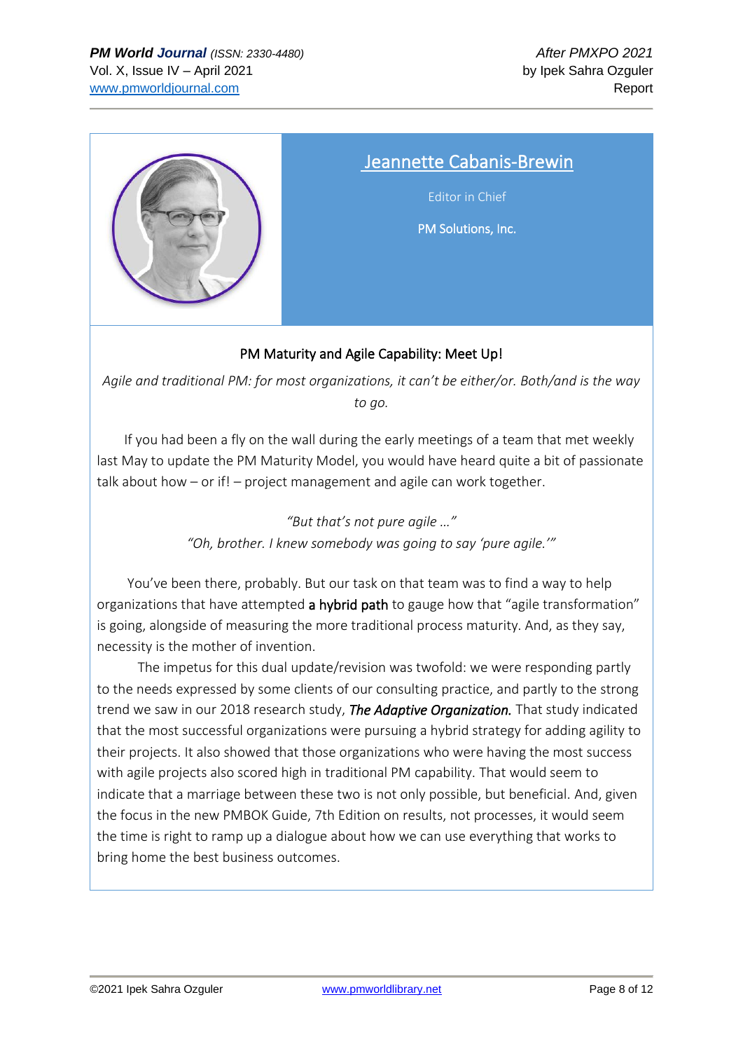## Jeannette Cabanis-Brewin

Editor in Chief

PM Solutions, Inc.

### PM Maturity and Agile Capability: Meet Up!

*Agile and traditional PM: for most organizations, it can't be either/or. Both/and is the way to go.*

If you had been a fly on the wall during the early meetings of a team that met weekly last May to update the PM Maturity Model, you would have heard quite a bit of passionate talk about how – or if! – project management and agile can work together.

*"But that's not pure agile …"*
*"Oh, brother. I knew somebody was going to say 'pure agile.'"*

You've been there, probably. But our task on that team was to find a way to help organizations that have attempted **a hybrid path** to gauge how that "agile transformation" is going, alongside of measuring the more traditional process maturity. And, as they say, necessity is the mother of invention.

The impetus for this dual update/revision was twofold: we were responding partly to the needs expressed by some clients of our consulting practice, and partly to the strong trend we saw in our 2018 research study, ***The Adaptive Organization.*** That study indicated that the most successful organizations were pursuing a hybrid strategy for adding agility to their projects. It also showed that those organizations who were having the most success with agile projects also scored high in traditional PM capability. That would seem to indicate that a marriage between these two is not only possible, but beneficial. And, given the focus in the new PMBOK Guide, 7th Edition on results, not processes, it would seem the time is right to ramp up a dialogue about how we can use everything that works to bring home the best business outcomes.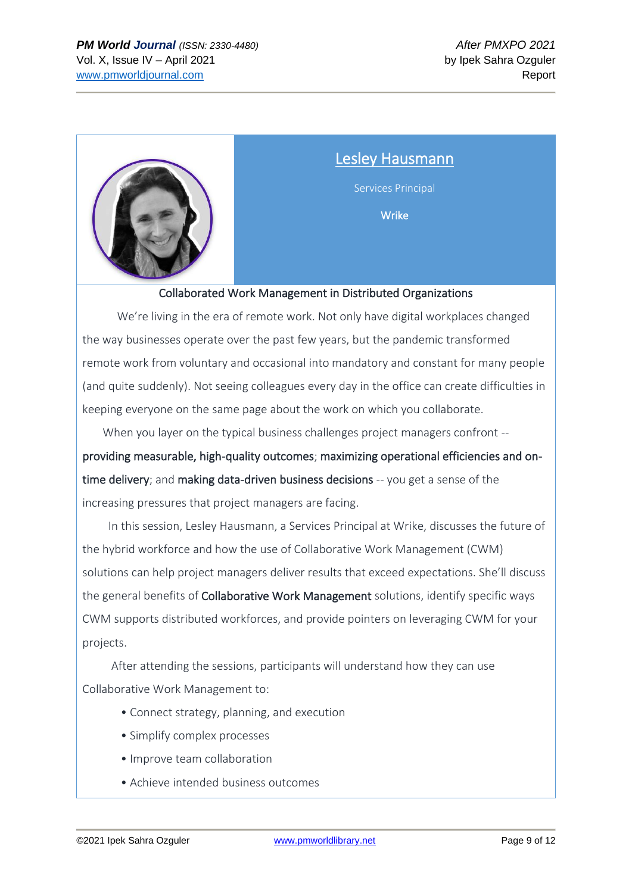## Lesley Hausmann

Services Principal

**Wrike**

### Collaborated Work Management in Distributed Organizations

We're living in the era of remote work. Not only have digital workplaces changed the way businesses operate over the past few years, but the pandemic transformed remote work from voluntary and occasional into mandatory and constant for many people (and quite suddenly). Not seeing colleagues every day in the office can create difficulties in keeping everyone on the same page about the work on which you collaborate.

When you layer on the typical business challenges project managers confront -- **providing measurable, high-quality outcomes**; **maximizing operational efficiencies and on-time delivery**; and **making data-driven business decisions** -- you get a sense of the increasing pressures that project managers are facing.

In this session, Lesley Hausmann, a Services Principal at Wrike, discusses the future of the hybrid workforce and how the use of Collaborative Work Management (CWM) solutions can help project managers deliver results that exceed expectations. She'll discuss the general benefits of **Collaborative Work Management** solutions, identify specific ways CWM supports distributed workforces, and provide pointers on leveraging CWM for your projects.

After attending the sessions, participants will understand how they can use Collaborative Work Management to:

- Connect strategy, planning, and execution
- Simplify complex processes
- Improve team collaboration
- Achieve intended business outcomes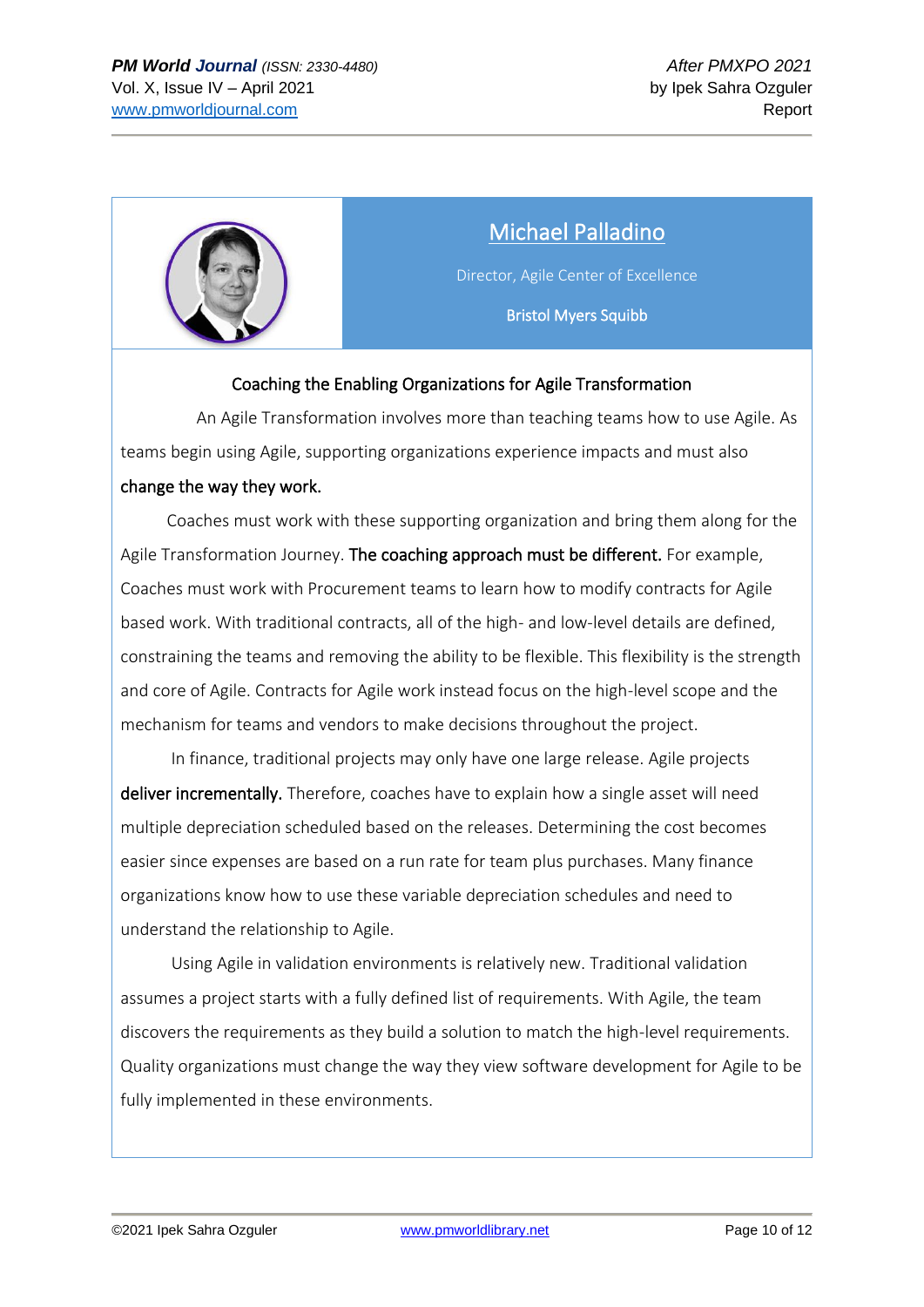## Michael Palladino

Director, Agile Center of Excellence

**Bristol Myers Squibb**

### Coaching the Enabling Organizations for Agile Transformation

An Agile Transformation involves more than teaching teams how to use Agile. As teams begin using Agile, supporting organizations experience impacts and must also **change the way they work.**

Coaches must work with these supporting organization and bring them along for the Agile Transformation Journey. **The coaching approach must be different.** For example, Coaches must work with Procurement teams to learn how to modify contracts for Agile based work. With traditional contracts, all of the high- and low-level details are defined, constraining the teams and removing the ability to be flexible. This flexibility is the strength and core of Agile. Contracts for Agile work instead focus on the high-level scope and the mechanism for teams and vendors to make decisions throughout the project.

In finance, traditional projects may only have one large release. Agile projects **deliver incrementally.** Therefore, coaches have to explain how a single asset will need multiple depreciation scheduled based on the releases. Determining the cost becomes easier since expenses are based on a run rate for team plus purchases. Many finance organizations know how to use these variable depreciation schedules and need to understand the relationship to Agile.

Using Agile in validation environments is relatively new. Traditional validation assumes a project starts with a fully defined list of requirements. With Agile, the team discovers the requirements as they build a solution to match the high-level requirements. Quality organizations must change the way they view software development for Agile to be fully implemented in these environments.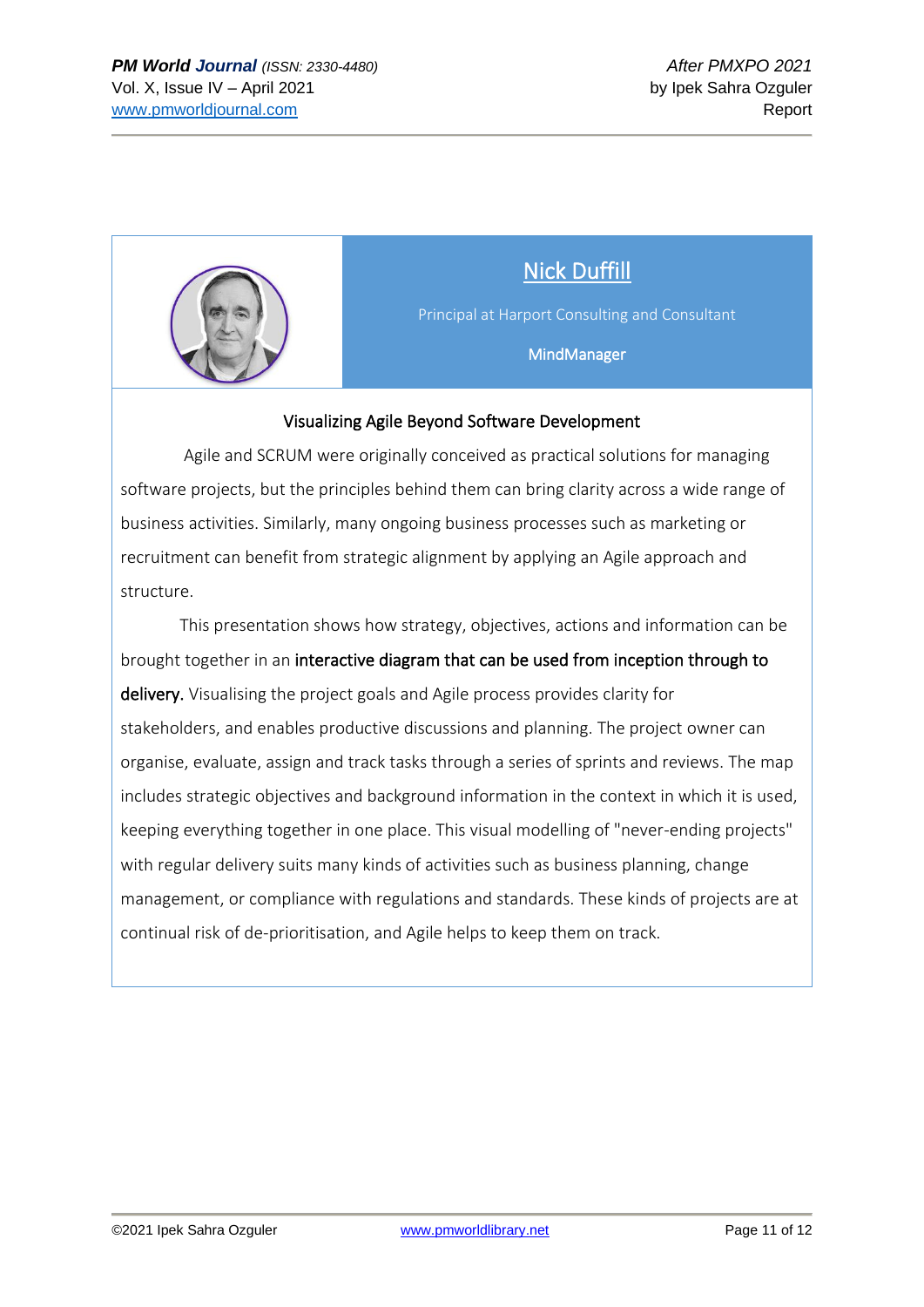## Nick Duffill

Principal at Harport Consulting and Consultant

MindManager

### Visualizing Agile Beyond Software Development

Agile and SCRUM were originally conceived as practical solutions for managing software projects, but the principles behind them can bring clarity across a wide range of business activities. Similarly, many ongoing business processes such as marketing or recruitment can benefit from strategic alignment by applying an Agile approach and structure.

This presentation shows how strategy, objectives, actions and information can be brought together in an **interactive diagram that can be used from inception through to delivery.** Visualising the project goals and Agile process provides clarity for stakeholders, and enables productive discussions and planning. The project owner can organise, evaluate, assign and track tasks through a series of sprints and reviews. The map includes strategic objectives and background information in the context in which it is used, keeping everything together in one place. This visual modelling of "never-ending projects" with regular delivery suits many kinds of activities such as business planning, change management, or compliance with regulations and standards. These kinds of projects are at continual risk of de-prioritisation, and Agile helps to keep them on track.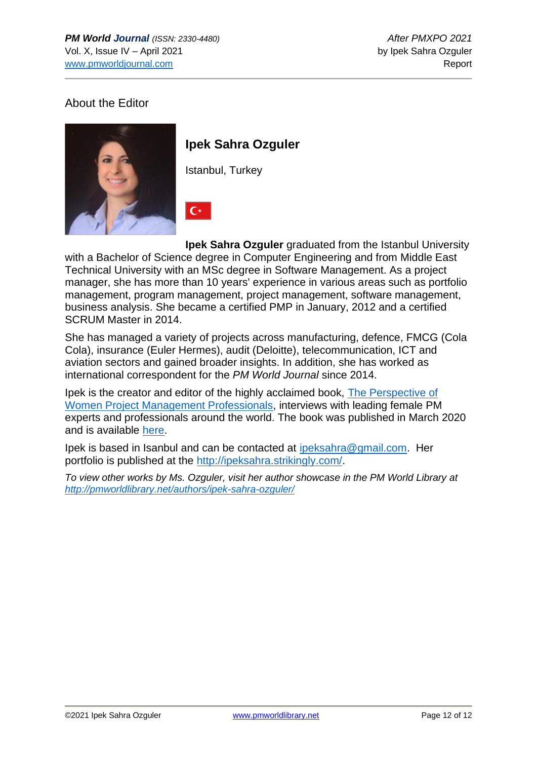## About the Editor

### Ipek Sahra Ozguler

Istanbul, Turkey

**Ipek Sahra Ozguler** graduated from the Istanbul University with a Bachelor of Science degree in Computer Engineering and from Middle East Technical University with an MSc degree in Software Management. As a project manager, she has more than 10 years' experience in various areas such as portfolio management, program management, project management, software management, business analysis. She became a certified PMP in January, 2012 and a certified SCRUM Master in 2014.

She has managed a variety of projects across manufacturing, defence, FMCG (Cola Cola), insurance (Euler Hermes), audit (Deloitte), telecommunication, ICT and aviation sectors and gained broader insights. In addition, she has worked as international correspondent for the *PM World Journal* since 2014.

Ipek is the creator and editor of the highly acclaimed book, The Perspective of Women Project Management Professionals, interviews with leading female PM experts and professionals around the world. The book was published in March 2020 and is available here.

Ipek is based in Isanbul and can be contacted at ipeksahra@gmail.com. Her portfolio is published at the http://ipeksahra.strikingly.com/.

*To view other works by Ms. Ozguler, visit her author showcase in the PM World Library at http://pmworldlibrary.net/authors/ipek-sahra-ozguler/*